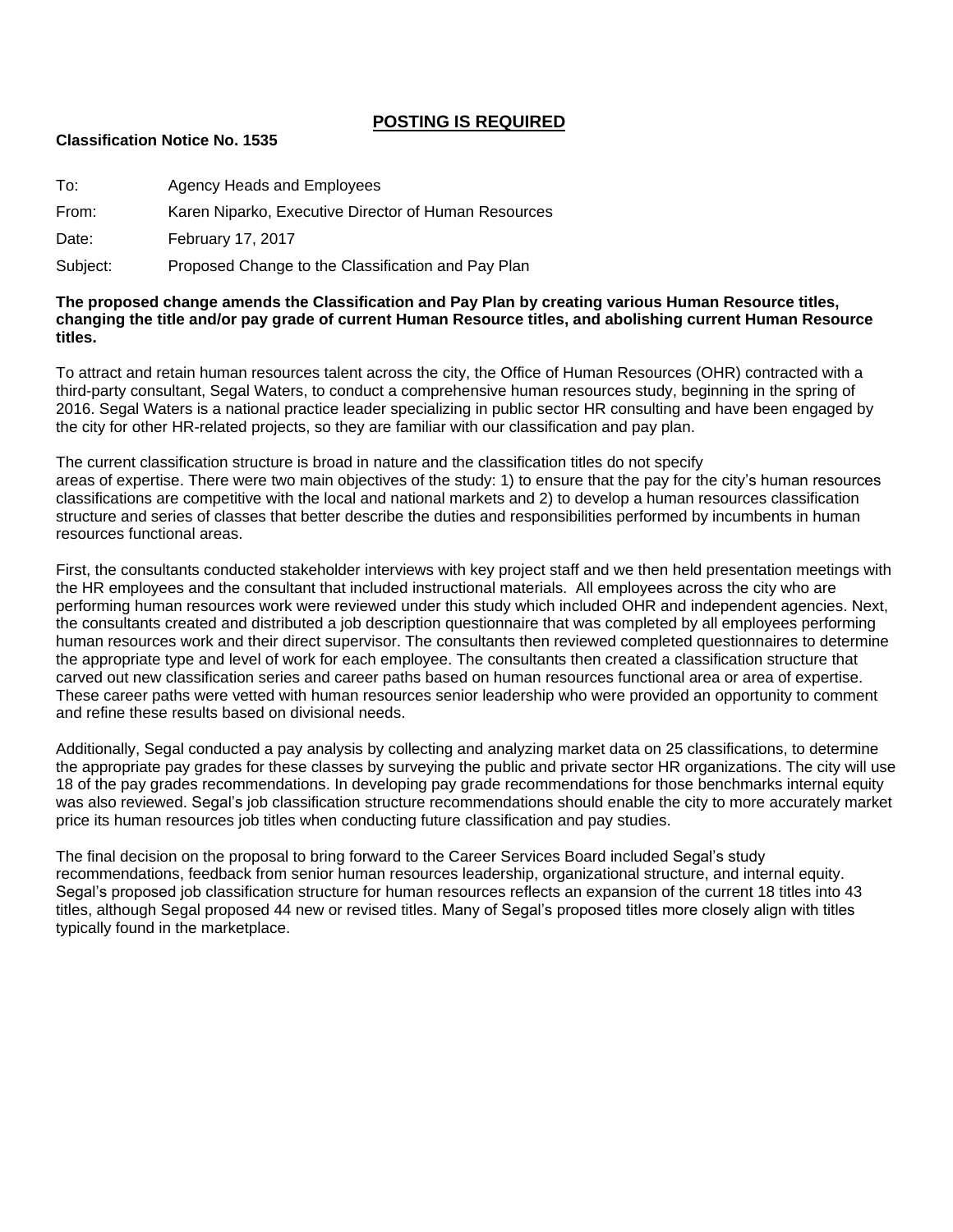## **POSTING IS REQUIRED**

**Classification Notice No. 1535**

To: Agency Heads and Employees

From: Karen Niparko, Executive Director of Human Resources

Date: February 17, 2017

Subject: Proposed Change to the Classification and Pay Plan

**The proposed change amends the Classification and Pay Plan by creating various Human Resource titles, changing the title and/or pay grade of current Human Resource titles, and abolishing current Human Resource titles.**

To attract and retain human resources talent across the city, the Office of Human Resources (OHR) contracted with a third-party consultant, Segal Waters, to conduct a comprehensive human resources study, beginning in the spring of 2016. Segal Waters is a national practice leader specializing in public sector HR consulting and have been engaged by the city for other HR-related projects, so they are familiar with our classification and pay plan.

The current classification structure is broad in nature and the classification titles do not specify areas of expertise. There were two main objectives of the study: 1) to ensure that the pay for the city's human resources classifications are competitive with the local and national markets and 2) to develop a human resources classification structure and series of classes that better describe the duties and responsibilities performed by incumbents in human resources functional areas.

First, the consultants conducted stakeholder interviews with key project staff and we then held presentation meetings with the HR employees and the consultant that included instructional materials. All employees across the city who are performing human resources work were reviewed under this study which included OHR and independent agencies. Next, the consultants created and distributed a job description questionnaire that was completed by all employees performing human resources work and their direct supervisor. The consultants then reviewed completed questionnaires to determine the appropriate type and level of work for each employee. The consultants then created a classification structure that carved out new classification series and career paths based on human resources functional area or area of expertise. These career paths were vetted with human resources senior leadership who were provided an opportunity to comment and refine these results based on divisional needs.

Additionally, Segal conducted a pay analysis by collecting and analyzing market data on 25 classifications, to determine the appropriate pay grades for these classes by surveying the public and private sector HR organizations. The city will use 18 of the pay grades recommendations. In developing pay grade recommendations for those benchmarks internal equity was also reviewed. Segal's job classification structure recommendations should enable the city to more accurately market price its human resources job titles when conducting future classification and pay studies.

The final decision on the proposal to bring forward to the Career Services Board included Segal's study recommendations, feedback from senior human resources leadership, organizational structure, and internal equity. Segal's proposed job classification structure for human resources reflects an expansion of the current 18 titles into 43 titles, although Segal proposed 44 new or revised titles. Many of Segal's proposed titles more closely align with titles typically found in the marketplace.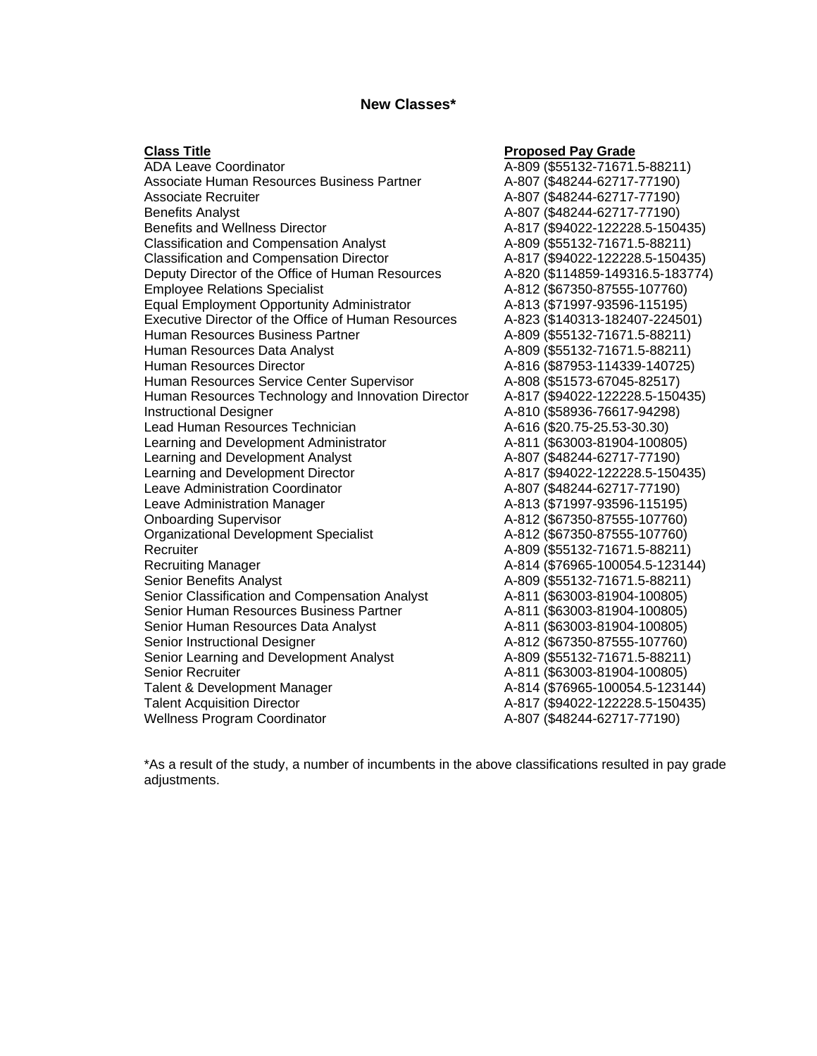## New Classes*

| Class Title | Proposed Pay Grade |
| --- | --- |
| ADA Leave Coordinator | A-809 ($55132-71671.5-88211) |
| Associate Human Resources Business Partner | A-807 ($48244-62717-77190) |
| Associate Recruiter | A-807 ($48244-62717-77190) |
| Benefits Analyst | A-807 ($48244-62717-77190) |
| Benefits and Wellness Director | A-817 ($94022-122228.5-150435) |
| Classification and Compensation Analyst | A-809 ($55132-71671.5-88211) |
| Classification and Compensation Director | A-817 ($94022-122228.5-150435) |
| Deputy Director of the Office of Human Resources | A-820 ($114859-149316.5-183774) |
| Employee Relations Specialist | A-812 ($67350-87555-107760) |
| Equal Employment Opportunity Administrator | A-813 ($71997-93596-115195) |
| Executive Director of the Office of Human Resources | A-823 ($140313-182407-224501) |
| Human Resources Business Partner | A-809 ($55132-71671.5-88211) |
| Human Resources Data Analyst | A-809 ($55132-71671.5-88211) |
| Human Resources Director | A-816 ($87953-114339-140725) |
| Human Resources Service Center Supervisor | A-808 ($51573-67045-82517) |
| Human Resources Technology and Innovation Director | A-817 ($94022-122228.5-150435) |
| Instructional Designer | A-810 ($58936-76617-94298) |
| Lead Human Resources Technician | A-616 ($20.75-25.53-30.30) |
| Learning and Development Administrator | A-811 ($63003-81904-100805) |
| Learning and Development Analyst | A-807 ($48244-62717-77190) |
| Learning and Development Director | A-817 ($94022-122228.5-150435) |
| Leave Administration Coordinator | A-807 ($48244-62717-77190) |
| Leave Administration Manager | A-813 ($71997-93596-115195) |
| Onboarding Supervisor | A-812 ($67350-87555-107760) |
| Organizational Development Specialist | A-812 ($67350-87555-107760) |
| Recruiter | A-809 ($55132-71671.5-88211) |
| Recruiting Manager | A-814 ($76965-100054.5-123144) |
| Senior Benefits Analyst | A-809 ($55132-71671.5-88211) |
| Senior Classification and Compensation Analyst | A-811 ($63003-81904-100805) |
| Senior Human Resources Business Partner | A-811 ($63003-81904-100805) |
| Senior Human Resources Data Analyst | A-811 ($63003-81904-100805) |
| Senior Instructional Designer | A-812 ($67350-87555-107760) |
| Senior Learning and Development Analyst | A-809 ($55132-71671.5-88211) |
| Senior Recruiter | A-811 ($63003-81904-100805) |
| Talent & Development Manager | A-814 ($76965-100054.5-123144) |
| Talent Acquisition Director | A-817 ($94022-122228.5-150435) |
| Wellness Program Coordinator | A-807 ($48244-62717-77190) |

*As a result of the study, a number of incumbents in the above classifications resulted in pay grade adjustments.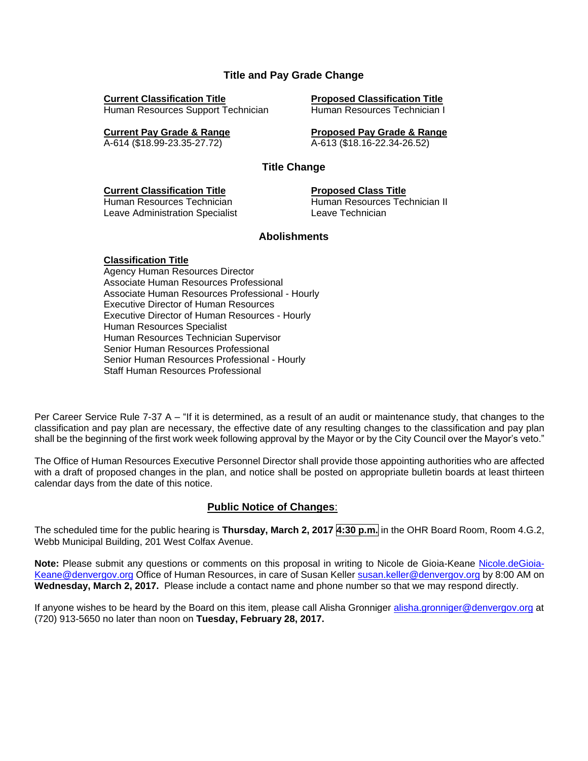## Title and Pay Grade Change

| Current Classification Title | Proposed Classification Title |
| --- | --- |
| Human Resources Support Technician | Human Resources Technician I |

| Current Pay Grade & Range | Proposed Pay Grade & Range |
| --- | --- |
| A-614 ($18.99-23.35-27.72) | A-613 ($18.16-22.34-26.52) |

## Title Change

| Current Classification Title | Proposed Class Title |
| --- | --- |
| Human Resources Technician | Human Resources Technician II |
| Leave Administration Specialist | Leave Technician |

## Abolishments

**Classification Title**

Agency Human Resources Director
Associate Human Resources Professional
Associate Human Resources Professional - Hourly
Executive Director of Human Resources
Executive Director of Human Resources - Hourly
Human Resources Specialist
Human Resources Technician Supervisor
Senior Human Resources Professional
Senior Human Resources Professional - Hourly
Staff Human Resources Professional

Per Career Service Rule 7-37 A – "If it is determined, as a result of an audit or maintenance study, that changes to the classification and pay plan are necessary, the effective date of any resulting changes to the classification and pay plan shall be the beginning of the first work week following approval by the Mayor or by the City Council over the Mayor's veto."

The Office of Human Resources Executive Personnel Director shall provide those appointing authorities who are affected with a draft of proposed changes in the plan, and notice shall be posted on appropriate bulletin boards at least thirteen calendar days from the date of this notice.

## Public Notice of Changes:

The scheduled time for the public hearing is **Thursday, March 2, 2017 4:30 p.m.** in the OHR Board Room, Room 4.G.2, Webb Municipal Building, 201 West Colfax Avenue.

**Note:** Please submit any questions or comments on this proposal in writing to Nicole de Gioia-Keane Nicole.deGioia-Keane@denvergov.org Office of Human Resources, in care of Susan Keller susan.keller@denvergov.org by 8:00 AM on **Wednesday, March 2, 2017.** Please include a contact name and phone number so that we may respond directly.

If anyone wishes to be heard by the Board on this item, please call Alisha Gronniger alisha.gronniger@denvergov.org at (720) 913-5650 no later than noon on **Tuesday, February 28, 2017.**